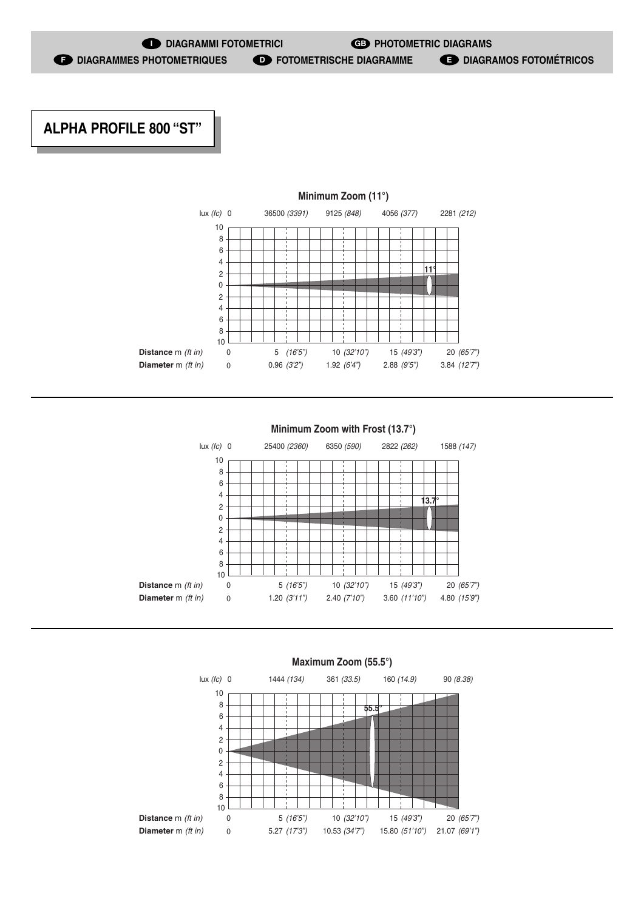**I** DIAGRAMMI FOTOMETRICI **GB** PHOTOMETRIC DIAGRAMS
**F** DIAGRAMMES PHOTOMETRIQUES **D** FOTOMETRISCHE DIAGRAMME **E** DIAGRAMOS FOTOMÉTRICOS

# ALPHA PROFILE 800 "ST"

## Minimum Zoom (11°)

| | | | | | |
|---|---|---|---|---|---|
| lux *(fc)* | 0 | 36500 *(3391)* | 9125 *(848)* | 4056 *(377)* | 2281 *(212)* |
| **Distance** m *(ft in)* | 0 | 5 *(16'5")* | 10 *(32'10")* | 15 *(49'3")* | 20 *(65'7")* |
| **Diameter** m *(ft in)* | 0 | 0.96 *(3'2")* | 1.92 *(6'4")* | 2.88 *(9'5")* | 3.84 *(12'7")* |

## Minimum Zoom with Frost (13.7°)

| | | | | | |
|---|---|---|---|---|---|
| lux *(fc)* | 0 | 25400 *(2360)* | 6350 *(590)* | 2822 *(262)* | 1588 *(147)* |
| **Distance** m *(ft in)* | 0 | 5 *(16'5")* | 10 *(32'10")* | 15 *(49'3")* | 20 *(65'7")* |
| **Diameter** m *(ft in)* | 0 | 1.20 *(3'11")* | 2.40 *(7'10")* | 3.60 *(11'10")* | 4.80 *(15'9")* |

## Maximum Zoom (55.5°)

| | | | | | |
|---|---|---|---|---|---|
| lux *(fc)* | 0 | 1444 *(134)* | 361 *(33.5)* | 160 *(14.9)* | 90 *(8.38)* |
| **Distance** m *(ft in)* | 0 | 5 *(16'5")* | 10 *(32'10")* | 15 *(49'3")* | 20 *(65'7")* |
| **Diameter** m *(ft in)* | 0 | 5.27 *(17'3")* | 10.53 *(34'7")* | 15.80 *(51'10")* | 21.07 *(69'1")* |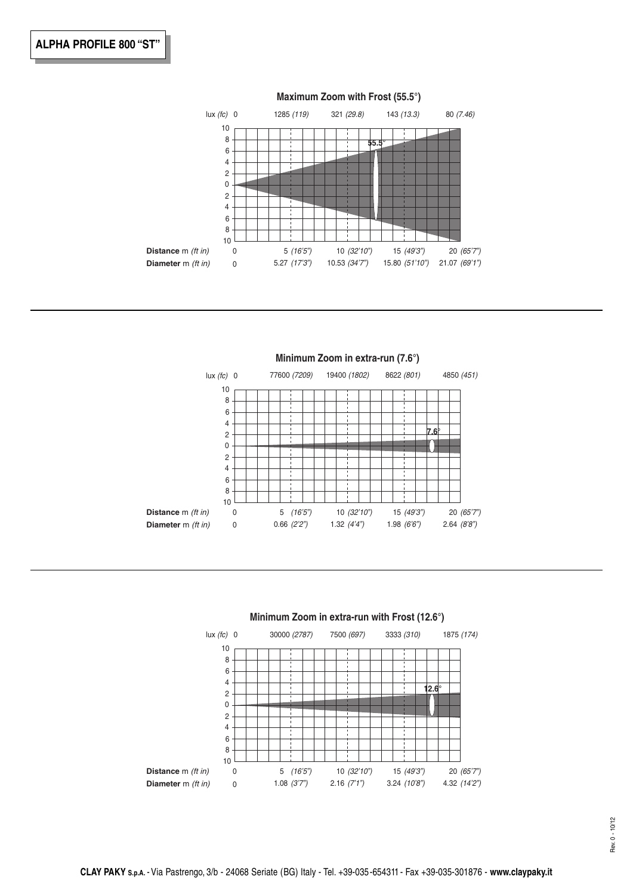**ALPHA PROFILE 800 "ST"**

**Maximum Zoom with Frost (55.5°)**

lux *(fc)* 0 1285 *(119)* 321 *(29.8)* 143 *(13.3)* 80 *(7.46)*

10 8 6 4 2 0 2 4 6 8 10

55.5°

**Distance** m *(ft in)* 0 5 *(16'5")* 10 *(32'10")* 15 *(49'3")* 20 *(65'7")*

**Diameter** m *(ft in)* 0 5.27 *(17'3")* 10.53 *(34'7")* 15.80 *(51'10")* 21.07 *(69'1")*

---

**Minimum Zoom in extra-run (7.6°)**

lux *(fc)* 0 77600 *(7209)* 19400 *(1802)* 8622 *(801)* 4850 *(451)*

10 8 6 4 2 0 2 4 6 8 10

7.6°

**Distance** m *(ft in)* 0 5 *(16'5")* 10 *(32'10")* 15 *(49'3")* 20 *(65'7")*

**Diameter** m *(ft in)* 0 0.66 *(2'2")* 1.32 *(4'4")* 1.98 *(6'6")* 2.64 *(8'8")*

---

**Minimum Zoom in extra-run with Frost (12.6°)**

lux *(fc)* 0 30000 *(2787)* 7500 *(697)* 3333 *(310)* 1875 *(174)*

10 8 6 4 2 0 2 4 6 8 10

12.6°

**Distance** m *(ft in)* 0 5 *(16'5")* 10 *(32'10")* 15 *(49'3")* 20 *(65'7")*

**Diameter** m *(ft in)* 0 1.08 *(3'7")* 2.16 *(7'1")* 3.24 *(10'8")* 4.32 *(14'2")*

Rev. 0 - 10/12

**CLAY PAKY S.p.A.** - Via Pastrengo, 3/b - 24068 Seriate (BG) Italy - Tel. +39-035-654311 - Fax +39-035-301876 - **www.claypaky.it**